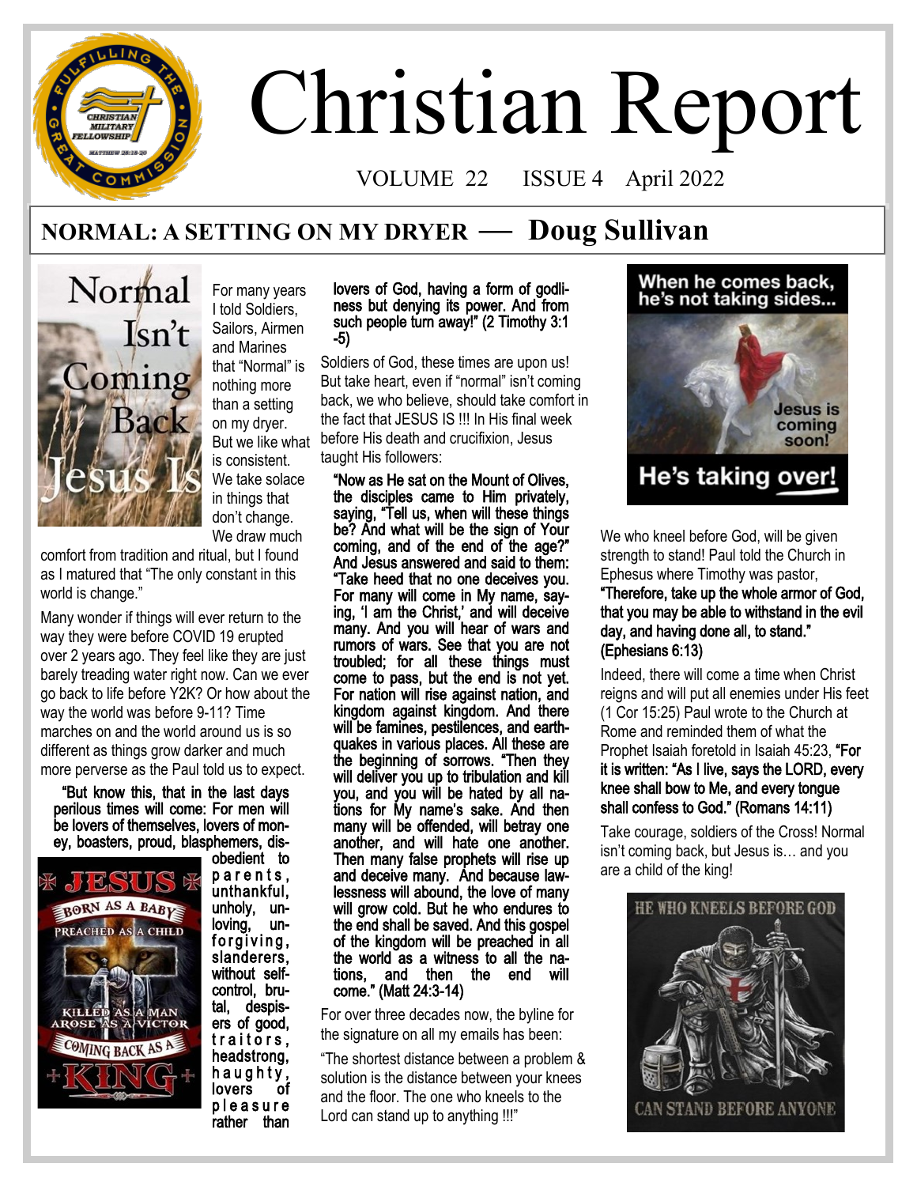# Christian Report

VOLUME 22 ISSUE 4 April 2022

## NORMAL: A SETTING ON MY DRYER — Doug Sullivan

For many years I told Soldiers, Sailors, Airmen and Marines that "Normal" is nothing more than a setting on my dryer. But we like what is consistent. We take solace in things that don't change. We draw much comfort from tradition and ritual, but I found as I matured that "The only constant in this world is change."

Many wonder if things will ever return to the way they were before COVID 19 erupted over 2 years ago. They feel like they are just barely treading water right now. Can we ever go back to life before Y2K? Or how about the way the world was before 9-11? Time marches on and the world around us is so different as things grow darker and much more perverse as the Paul told us to expect.

**"But know this, that in the last days perilous times will come: For men will be lovers of themselves, lovers of money, boasters, proud, blasphemers, disobedient to parents, unthankful, unholy, unloving, unforgiving, slanderers, without self-control, brutal, despisers of good, traitors, headstrong, haughty, lovers of pleasure rather than lovers of God, having a form of godliness but denying its power. And from such people turn away!" (2 Timothy 3:1-5)**

Soldiers of God, these times are upon us! But take heart, even if "normal" isn't coming back, we who believe, should take comfort in the fact that JESUS IS !!! In His final week before His death and crucifixion, Jesus taught His followers:

**"Now as He sat on the Mount of Olives, the disciples came to Him privately, saying, "Tell us, when will these things be? And what will be the sign of Your coming, and of the end of the age?" And Jesus answered and said to them: "Take heed that no one deceives you. For many will come in My name, saying, 'I am the Christ,' and will deceive many. And you will hear of wars and rumors of wars. See that you are not troubled; for all these things must come to pass, but the end is not yet. For nation will rise against nation, and kingdom against kingdom. And there will be famines, pestilences, and earthquakes in various places. All these are the beginning of sorrows. "Then they will deliver you up to tribulation and kill you, and you will be hated by all nations for My name's sake. And then many will be offended, will betray one another, and will hate one another. Then many false prophets will rise up and deceive many. And because lawlessness will abound, the love of many will grow cold. But he who endures to the end shall be saved. And this gospel of the kingdom will be preached in all the world as a witness to all the nations, and then the end will come." (Matt 24:3-14)**

For over three decades now, the byline for the signature on all my emails has been:

"The shortest distance between a problem & solution is the distance between your knees and the floor. The one who kneels to the Lord can stand up to anything !!!"

We who kneel before God, will be given strength to stand! Paul told the Church in Ephesus where Timothy was pastor, **"Therefore, take up the whole armor of God, that you may be able to withstand in the evil day, and having done all, to stand." (Ephesians 6:13)**

Indeed, there will come a time when Christ reigns and will put all enemies under His feet (1 Cor 15:25) Paul wrote to the Church at Rome and reminded them of what the Prophet Isaiah foretold in Isaiah 45:23, **"For it is written: "As I live, says the LORD, every knee shall bow to Me, and every tongue shall confess to God." (Romans 14:11)**

Take courage, soldiers of the Cross! Normal isn't coming back, but Jesus is… and you are a child of the king!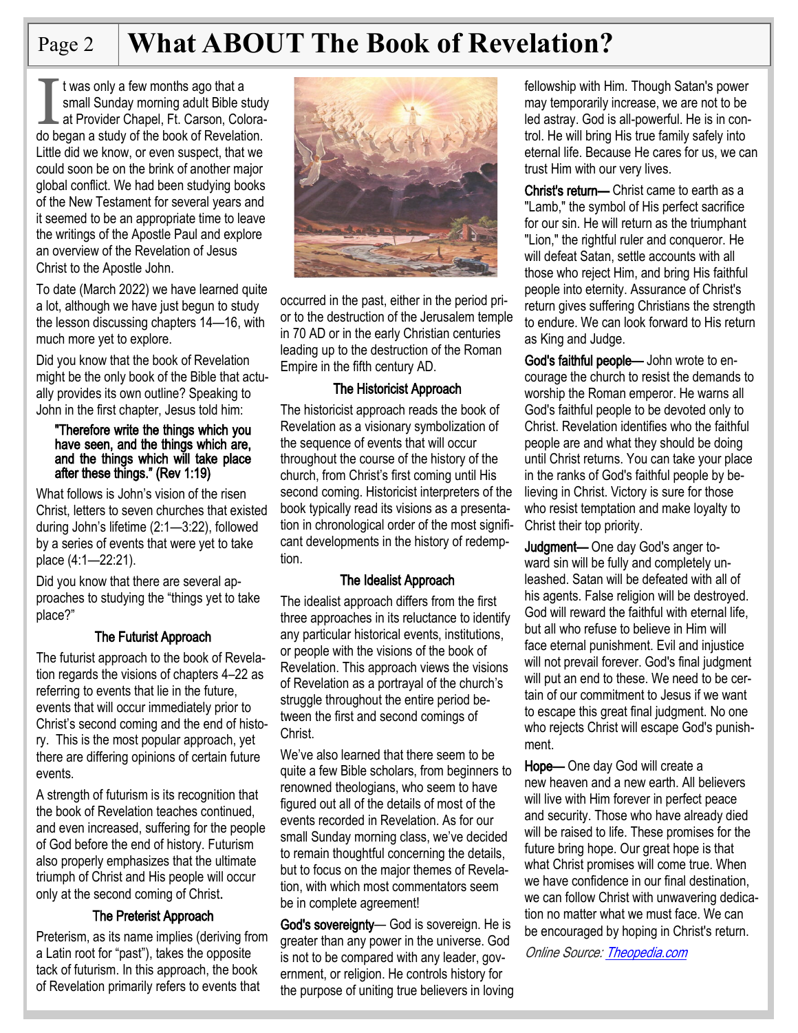# What ABOUT The Book of Revelation?

It was only a few months ago that a small Sunday morning adult Bible study at Provider Chapel, Ft. Carson, Colorado began a study of the book of Revelation. Little did we know, or even suspect, that we could soon be on the brink of another major global conflict. We had been studying books of the New Testament for several years and it seemed to be an appropriate time to leave the writings of the Apostle Paul and explore an overview of the Revelation of Jesus Christ to the Apostle John.

To date (March 2022) we have learned quite a lot, although we have just begun to study the lesson discussing chapters 14—16, with much more yet to explore.

Did you know that the book of Revelation might be the only book of the Bible that actually provides its own outline? Speaking to John in the first chapter, Jesus told him:

> "Therefore write the things which you have seen, and the things which are, and the things which will take place after these things." (Rev 1:19)

What follows is John's vision of the risen Christ, letters to seven churches that existed during John's lifetime (2:1—3:22), followed by a series of events that were yet to take place (4:1—22:21).

Did you know that there are several approaches to studying the "things yet to take place?"

### The Futurist Approach

The futurist approach to the book of Revelation regards the visions of chapters 4–22 as referring to events that lie in the future, events that will occur immediately prior to Christ's second coming and the end of history. This is the most popular approach, yet there are differing opinions of certain future events.

A strength of futurism is its recognition that the book of Revelation teaches continued, and even increased, suffering for the people of God before the end of history. Futurism also properly emphasizes that the ultimate triumph of Christ and His people will occur only at the second coming of Christ.

### The Preterist Approach

Preterism, as its name implies (deriving from a Latin root for "past"), takes the opposite tack of futurism. In this approach, the book of Revelation primarily refers to events that occurred in the past, either in the period prior to the destruction of the Jerusalem temple in 70 AD or in the early Christian centuries leading up to the destruction of the Roman Empire in the fifth century AD.

### The Historicist Approach

The historicist approach reads the book of Revelation as a visionary symbolization of the sequence of events that will occur throughout the course of the history of the church, from Christ's first coming until His second coming. Historicist interpreters of the book typically read its visions as a presentation in chronological order of the most significant developments in the history of redemption.

### The Idealist Approach

The idealist approach differs from the first three approaches in its reluctance to identify any particular historical events, institutions, or people with the visions of the book of Revelation. This approach views the visions of Revelation as a portrayal of the church's struggle throughout the entire period between the first and second comings of Christ.

We've also learned that there seem to be quite a few Bible scholars, from beginners to renowned theologians, who seem to have figured out all of the details of most of the events recorded in Revelation. As for our small Sunday morning class, we've decided to remain thoughtful concerning the details, but to focus on the major themes of Revelation, with which most commentators seem be in complete agreement!

**God's sovereignty**— God is sovereign. He is greater than any power in the universe. God is not to be compared with any leader, government, or religion. He controls history for the purpose of uniting true believers in loving fellowship with Him. Though Satan's power may temporarily increase, we are not to be led astray. God is all-powerful. He is in control. He will bring His true family safely into eternal life. Because He cares for us, we can trust Him with our very lives.

**Christ's return**— Christ came to earth as a "Lamb," the symbol of His perfect sacrifice for our sin. He will return as the triumphant "Lion," the rightful ruler and conqueror. He will defeat Satan, settle accounts with all those who reject Him, and bring His faithful people into eternity. Assurance of Christ's return gives suffering Christians the strength to endure. We can look forward to His return as King and Judge.

**God's faithful people**— John wrote to encourage the church to resist the demands to worship the Roman emperor. He warns all God's faithful people to be devoted only to Christ. Revelation identifies who the faithful people are and what they should be doing until Christ returns. You can take your place in the ranks of God's faithful people by believing in Christ. Victory is sure for those who resist temptation and make loyalty to Christ their top priority.

**Judgment**— One day God's anger toward sin will be fully and completely unleashed. Satan will be defeated with all of his agents. False religion will be destroyed. God will reward the faithful with eternal life, but all who refuse to believe in Him will face eternal punishment. Evil and injustice will not prevail forever. God's final judgment will put an end to these. We need to be certain of our commitment to Jesus if we want to escape this great final judgment. No one who rejects Christ will escape God's punishment.

**Hope**— One day God will create a new heaven and a new earth. All believers will live with Him forever in perfect peace and security. Those who have already died will be raised to life. These promises for the future bring hope. Our great hope is that what Christ promises will come true. When we have confidence in our final destination, we can follow Christ with unwavering dedication no matter what we must face. We can be encouraged by hoping in Christ's return.

*Online Source: Theopedia.com*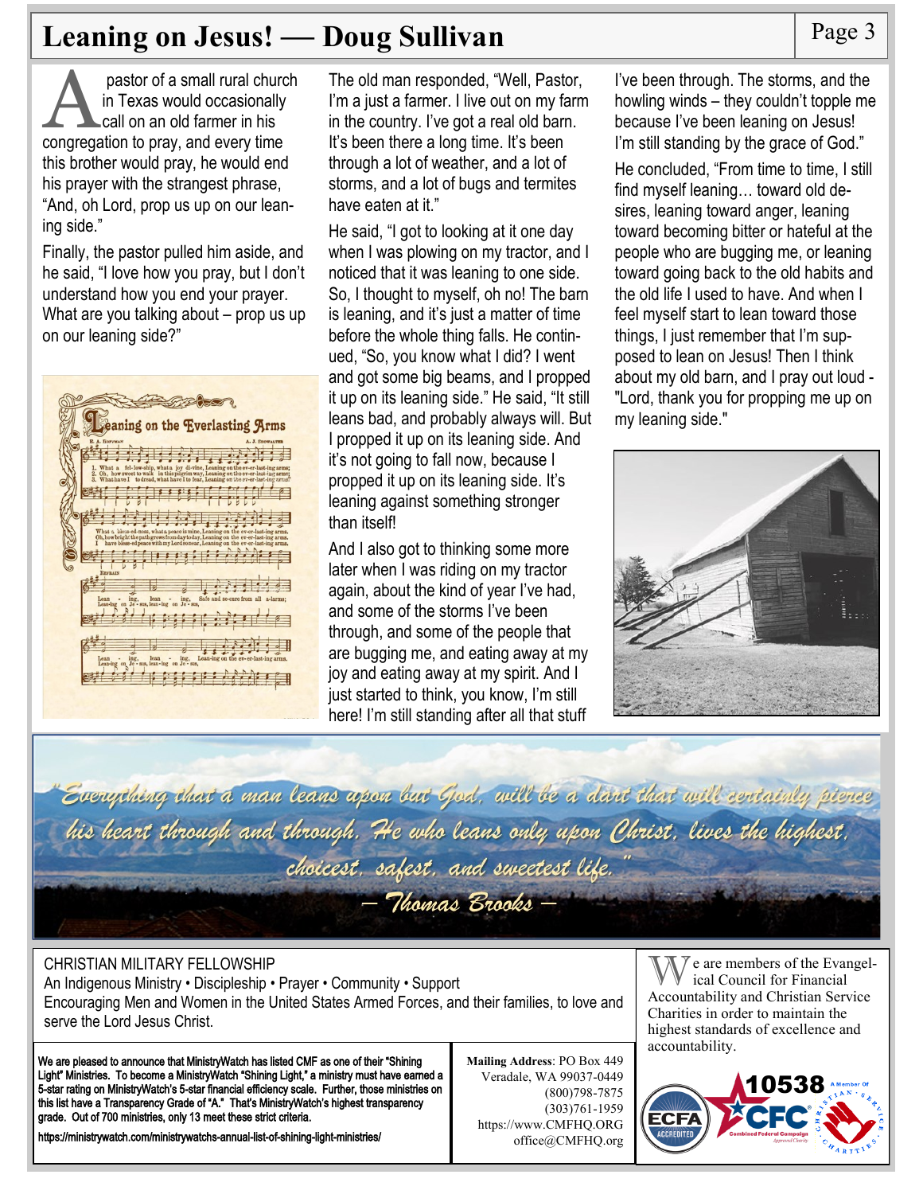# Leaning on Jesus! — Doug Sullivan

A pastor of a small rural church in Texas would occasionally call on an old farmer in his congregation to pray, and every time this brother would pray, he would end his prayer with the strangest phrase, "And, oh Lord, prop us up on our leaning side."

Finally, the pastor pulled him aside, and he said, "I love how you pray, but I don't understand how you end your prayer. What are you talking about – prop us up on our leaning side?"

The old man responded, "Well, Pastor, I'm a just a farmer. I live out on my farm in the country. I've got a real old barn. It's been there a long time. It's been through a lot of weather, and a lot of storms, and a lot of bugs and termites have eaten at it."

He said, "I got to looking at it one day when I was plowing on my tractor, and I noticed that it was leaning to one side. So, I thought to myself, oh no! The barn is leaning, and it's just a matter of time before the whole thing falls. He continued, "So, you know what I did? I went and got some big beams, and I propped it up on its leaning side." He said, "It still leans bad, and probably always will. But I propped it up on its leaning side. And it's not going to fall now, because I propped it up on its leaning side. It's leaning against something stronger than itself!

And I also got to thinking some more later when I was riding on my tractor again, about the kind of year I've had, and some of the storms I've been through, and some of the people that are bugging me, and eating away at my joy and eating away at my spirit. And I just started to think, you know, I'm still here! I'm still standing after all that stuff I've been through. The storms, and the howling winds – they couldn't topple me because I've been leaning on Jesus! I'm still standing by the grace of God."

He concluded, "From time to time, I still find myself leaning… toward old desires, leaning toward anger, leaning toward becoming bitter or hateful at the people who are bugging me, or leaning toward going back to the old habits and the old life I used to have. And when I feel myself start to lean toward those things, I just remember that I'm supposed to lean on Jesus! Then I think about my old barn, and I pray out loud - "Lord, thank you for propping me up on my leaning side."

*"Everything that a man leans upon but God, will be a dart that will certainly pierce his heart through and through. He who leans only upon Christ, lives the highest, choicest, safest, and sweetest life."*

*— Thomas Brooks —*

CHRISTIAN MILITARY FELLOWSHIP
An Indigenous Ministry • Discipleship • Prayer • Community • Support
Encouraging Men and Women in the United States Armed Forces, and their families, to love and serve the Lord Jesus Christ.

We are members of the Evangelical Council for Financial Accountability and Christian Service Charities in order to maintain the highest standards of excellence and accountability.

We are pleased to announce that MinistryWatch has listed CMF as one of their "Shining Light" Ministries. To become a MinistryWatch "Shining Light," a ministry must have earned a 5-star rating on MinistryWatch's 5-star financial efficiency scale. Further, those ministries on this list have a Transparency Grade of "A." That's MinistryWatch's highest transparency grade. Out of 700 ministries, only 13 meet these strict criteria.
https://ministrywatch.com/ministrywatchs-annual-list-of-shining-light-ministries/

**Mailing Address**: PO Box 449
Veradale, WA 99037-0449
(800)798-7875
(303)761-1959
https://www.CMFHQ.ORG
office@CMFHQ.org

10538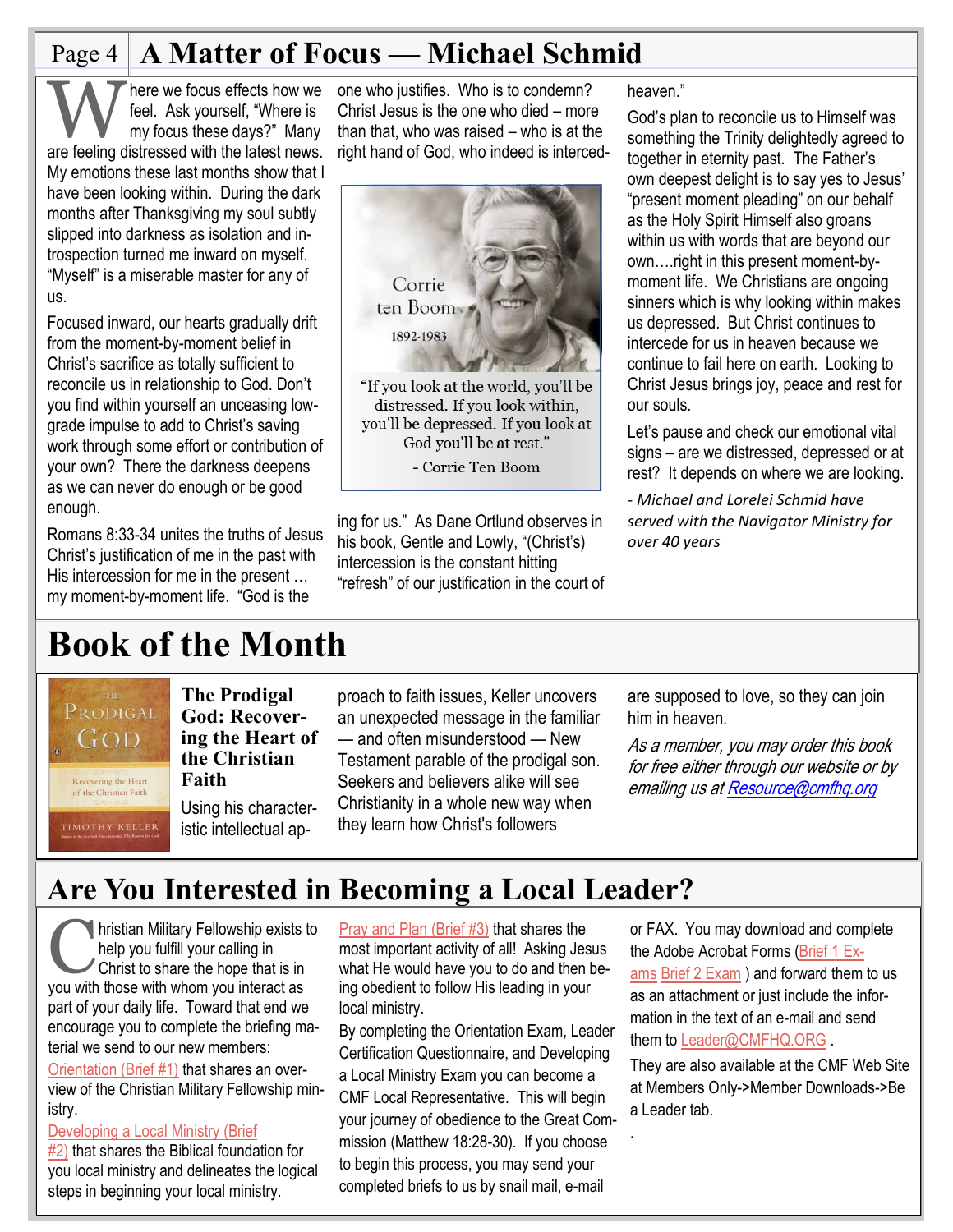# A Matter of Focus — Michael Schmid

Where we focus effects how we feel. Ask yourself, "Where is my focus these days?" Many are feeling distressed with the latest news. My emotions these last months show that I have been looking within. During the dark months after Thanksgiving my soul subtly slipped into darkness as isolation and introspection turned me inward on myself. "Myself" is a miserable master for any of us.

Focused inward, our hearts gradually drift from the moment-by-moment belief in Christ's sacrifice as totally sufficient to reconcile us in relationship to God. Don't you find within yourself an unceasing low-grade impulse to add to Christ's saving work through some effort or contribution of your own? There the darkness deepens as we can never do enough or be good enough.

Romans 8:33-34 unites the truths of Jesus Christ's justification of me in the past with His intercession for me in the present … my moment-by-moment life. "God is the one who justifies. Who is to condemn? Christ Jesus is the one who died – more than that, who was raised – who is at the right hand of God, who indeed is interceding for us." As Dane Ortlund observes in his book, Gentle and Lowly, "(Christ's) intercession is the constant hitting "refresh" of our justification in the court of heaven."

Corrie ten Boom
1892-1983

"If you look at the world, you'll be distressed. If you look within, you'll be depressed. If you look at God you'll be at rest."
- Corrie Ten Boom

God's plan to reconcile us to Himself was something the Trinity delightedly agreed to together in eternity past. The Father's own deepest delight is to say yes to Jesus' "present moment pleading" on our behalf as the Holy Spirit Himself also groans within us with words that are beyond our own….right in this present moment-by-moment life. We Christians are ongoing sinners which is why looking within makes us depressed. But Christ continues to intercede for us in heaven because we continue to fail here on earth. Looking to Christ Jesus brings joy, peace and rest for our souls.

Let's pause and check our emotional vital signs – are we distressed, depressed or at rest? It depends on where we are looking.

*- Michael and Lorelei Schmid have served with the Navigator Ministry for over 40 years*

# Book of the Month

**The Prodigal God: Recovering the Heart of the Christian Faith**

Using his characteristic intellectual approach to faith issues, Keller uncovers an unexpected message in the familiar — and often misunderstood — New Testament parable of the prodigal son. Seekers and believers alike will see Christianity in a whole new way when they learn how Christ's followers are supposed to love, so they can join him in heaven.

*As a member, you may order this book for free either through our website or by emailing us at Resource@cmfhq.org*

# Are You Interested in Becoming a Local Leader?

Christian Military Fellowship exists to help you fulfill your calling in Christ to share the hope that is in you with those with whom you interact as part of your daily life. Toward that end we encourage you to complete the briefing material we send to our new members:

Orientation (Brief #1) that shares an overview of the Christian Military Fellowship ministry.

Developing a Local Ministry (Brief #2) that shares the Biblical foundation for you local ministry and delineates the logical steps in beginning your local ministry.

Pray and Plan (Brief #3) that shares the most important activity of all! Asking Jesus what He would have you to do and then being obedient to follow His leading in your local ministry.

By completing the Orientation Exam, Leader Certification Questionnaire, and Developing a Local Ministry Exam you can become a CMF Local Representative. This will begin your journey of obedience to the Great Commission (Matthew 18:28-30). If you choose to begin this process, you may send your completed briefs to us by snail mail, e-mail or FAX. You may download and complete the Adobe Acrobat Forms (Brief 1 Exams Brief 2 Exam ) and forward them to us as an attachment or just include the information in the text of an e-mail and send them to Leader@CMFHQ.ORG .

They are also available at the CMF Web Site at Members Only->Member Downloads->Be a Leader tab.